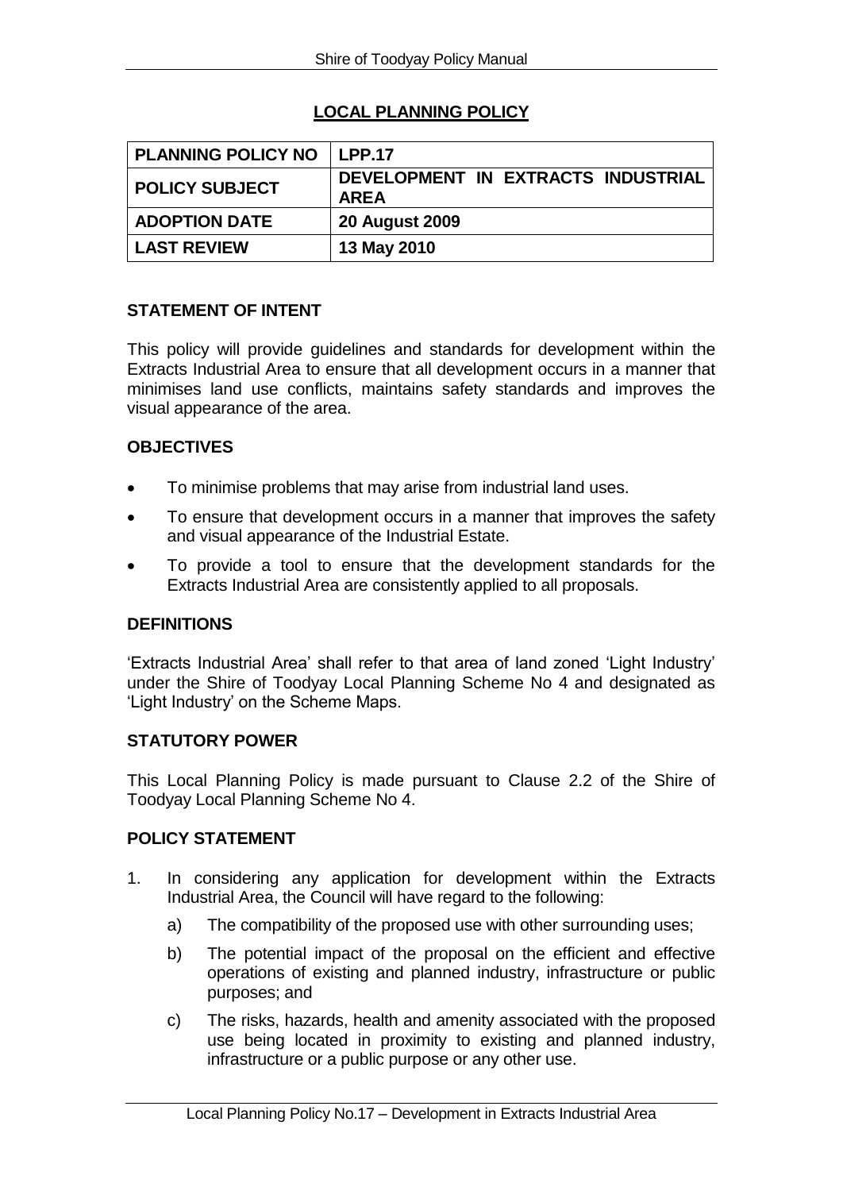# LOCAL PLANNING POLICY

| PLANNING POLICY NO | LPP.17 |
|---|---|
| POLICY SUBJECT | DEVELOPMENT IN EXTRACTS INDUSTRIAL AREA |
| ADOPTION DATE | 20 August 2009 |
| LAST REVIEW | 13 May 2010 |

## STATEMENT OF INTENT

This policy will provide guidelines and standards for development within the Extracts Industrial Area to ensure that all development occurs in a manner that minimises land use conflicts, maintains safety standards and improves the visual appearance of the area.

## OBJECTIVES

- To minimise problems that may arise from industrial land uses.
- To ensure that development occurs in a manner that improves the safety and visual appearance of the Industrial Estate.
- To provide a tool to ensure that the development standards for the Extracts Industrial Area are consistently applied to all proposals.

## DEFINITIONS

'Extracts Industrial Area' shall refer to that area of land zoned 'Light Industry' under the Shire of Toodyay Local Planning Scheme No 4 and designated as 'Light Industry' on the Scheme Maps.

## STATUTORY POWER

This Local Planning Policy is made pursuant to Clause 2.2 of the Shire of Toodyay Local Planning Scheme No 4.

## POLICY STATEMENT

1. In considering any application for development within the Extracts Industrial Area, the Council will have regard to the following:
   a) The compatibility of the proposed use with other surrounding uses;
   b) The potential impact of the proposal on the efficient and effective operations of existing and planned industry, infrastructure or public purposes; and
   c) The risks, hazards, health and amenity associated with the proposed use being located in proximity to existing and planned industry, infrastructure or a public purpose or any other use.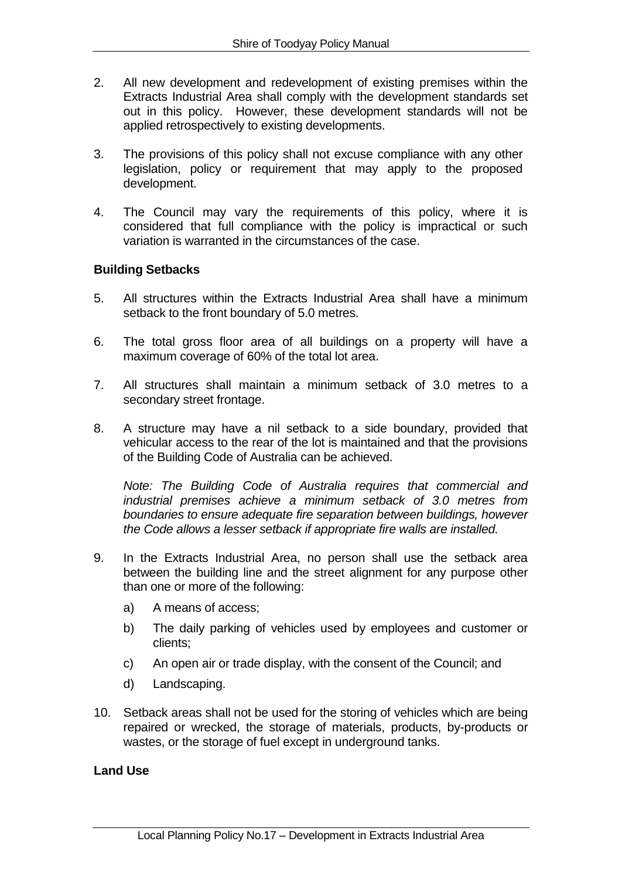2. All new development and redevelopment of existing premises within the Extracts Industrial Area shall comply with the development standards set out in this policy. However, these development standards will not be applied retrospectively to existing developments.

3. The provisions of this policy shall not excuse compliance with any other legislation, policy or requirement that may apply to the proposed development.

4. The Council may vary the requirements of this policy, where it is considered that full compliance with the policy is impractical or such variation is warranted in the circumstances of the case.

**Building Setbacks**

5. All structures within the Extracts Industrial Area shall have a minimum setback to the front boundary of 5.0 metres.

6. The total gross floor area of all buildings on a property will have a maximum coverage of 60% of the total lot area.

7. All structures shall maintain a minimum setback of 3.0 metres to a secondary street frontage.

8. A structure may have a nil setback to a side boundary, provided that vehicular access to the rear of the lot is maintained and that the provisions of the Building Code of Australia can be achieved.

   *Note: The Building Code of Australia requires that commercial and industrial premises achieve a minimum setback of 3.0 metres from boundaries to ensure adequate fire separation between buildings, however the Code allows a lesser setback if appropriate fire walls are installed.*

9. In the Extracts Industrial Area, no person shall use the setback area between the building line and the street alignment for any purpose other than one or more of the following:

   a) A means of access;

   b) The daily parking of vehicles used by employees and customer or clients;

   c) An open air or trade display, with the consent of the Council; and

   d) Landscaping.

10. Setback areas shall not be used for the storing of vehicles which are being repaired or wrecked, the storage of materials, products, by-products or wastes, or the storage of fuel except in underground tanks.

**Land Use**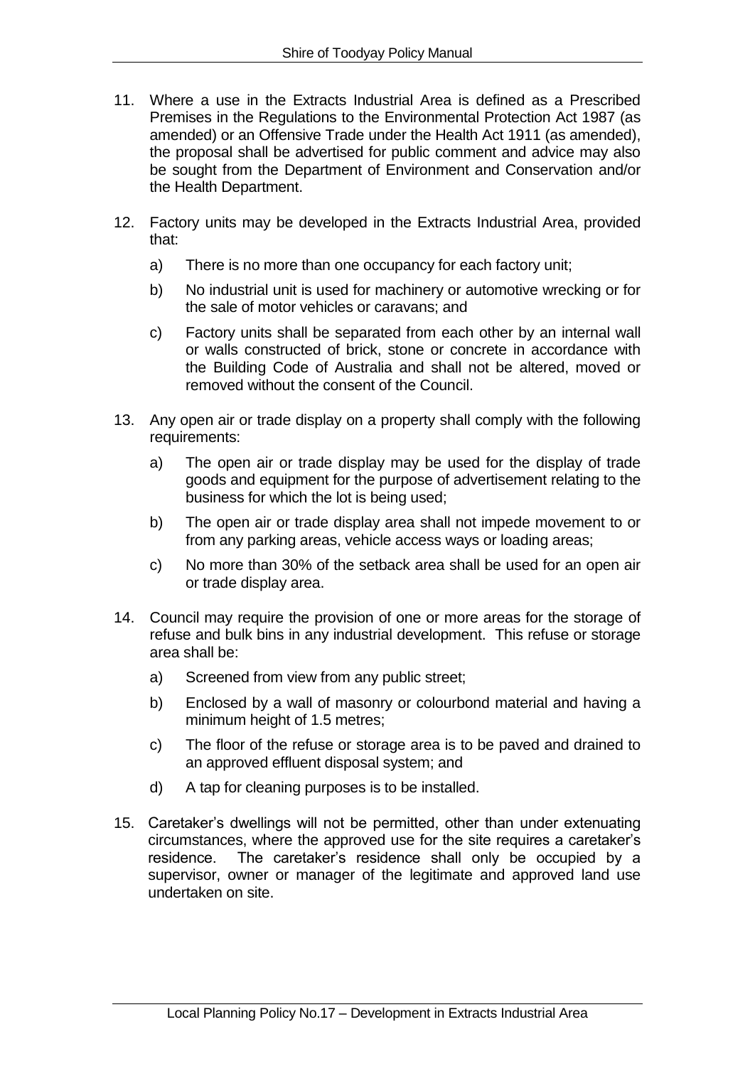11. Where a use in the Extracts Industrial Area is defined as a Prescribed Premises in the Regulations to the Environmental Protection Act 1987 (as amended) or an Offensive Trade under the Health Act 1911 (as amended), the proposal shall be advertised for public comment and advice may also be sought from the Department of Environment and Conservation and/or the Health Department.

12. Factory units may be developed in the Extracts Industrial Area, provided that:

    a) There is no more than one occupancy for each factory unit;

    b) No industrial unit is used for machinery or automotive wrecking or for the sale of motor vehicles or caravans; and

    c) Factory units shall be separated from each other by an internal wall or walls constructed of brick, stone or concrete in accordance with the Building Code of Australia and shall not be altered, moved or removed without the consent of the Council.

13. Any open air or trade display on a property shall comply with the following requirements:

    a) The open air or trade display may be used for the display of trade goods and equipment for the purpose of advertisement relating to the business for which the lot is being used;

    b) The open air or trade display area shall not impede movement to or from any parking areas, vehicle access ways or loading areas;

    c) No more than 30% of the setback area shall be used for an open air or trade display area.

14. Council may require the provision of one or more areas for the storage of refuse and bulk bins in any industrial development. This refuse or storage area shall be:

    a) Screened from view from any public street;

    b) Enclosed by a wall of masonry or colourbond material and having a minimum height of 1.5 metres;

    c) The floor of the refuse or storage area is to be paved and drained to an approved effluent disposal system; and

    d) A tap for cleaning purposes is to be installed.

15. Caretaker's dwellings will not be permitted, other than under extenuating circumstances, where the approved use for the site requires a caretaker's residence. The caretaker's residence shall only be occupied by a supervisor, owner or manager of the legitimate and approved land use undertaken on site.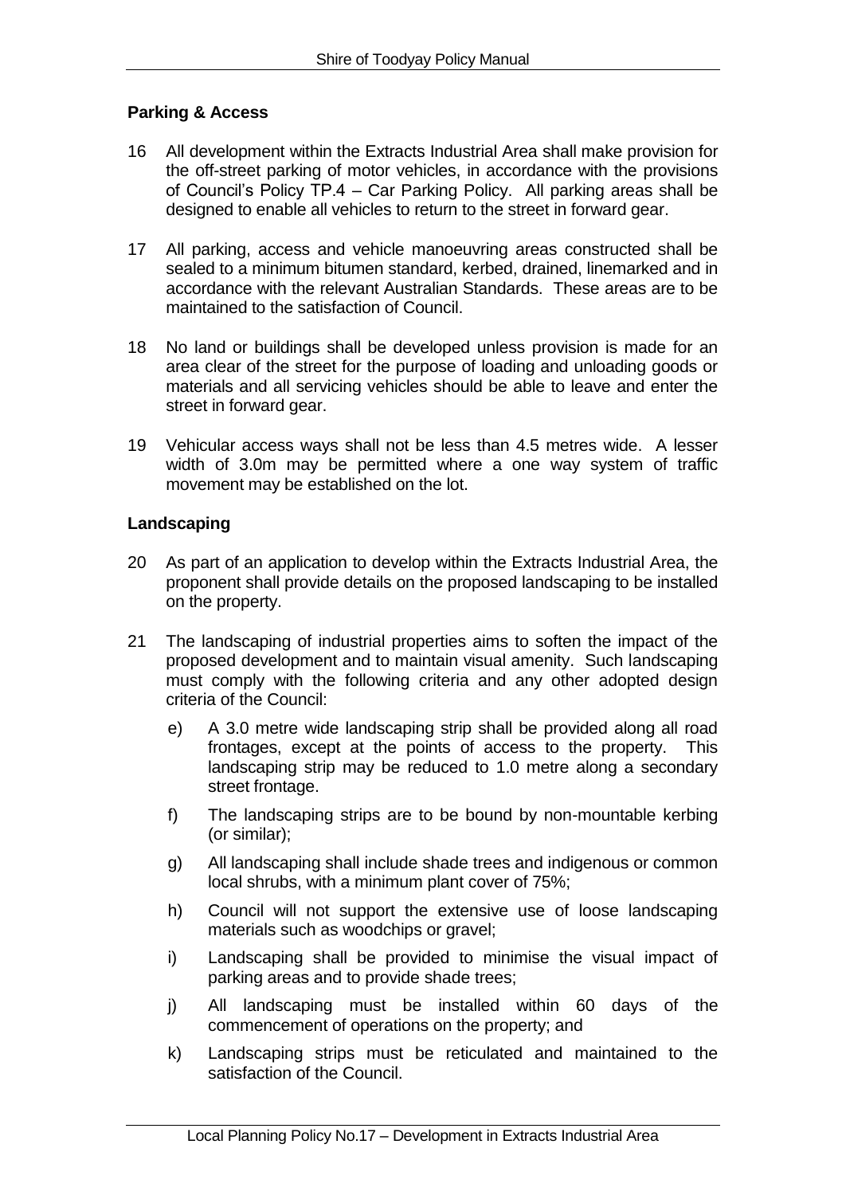**Parking & Access**

16 All development within the Extracts Industrial Area shall make provision for the off-street parking of motor vehicles, in accordance with the provisions of Council's Policy TP.4 – Car Parking Policy. All parking areas shall be designed to enable all vehicles to return to the street in forward gear.

17 All parking, access and vehicle manoeuvring areas constructed shall be sealed to a minimum bitumen standard, kerbed, drained, linemarked and in accordance with the relevant Australian Standards. These areas are to be maintained to the satisfaction of Council.

18 No land or buildings shall be developed unless provision is made for an area clear of the street for the purpose of loading and unloading goods or materials and all servicing vehicles should be able to leave and enter the street in forward gear.

19 Vehicular access ways shall not be less than 4.5 metres wide. A lesser width of 3.0m may be permitted where a one way system of traffic movement may be established on the lot.

**Landscaping**

20 As part of an application to develop within the Extracts Industrial Area, the proponent shall provide details on the proposed landscaping to be installed on the property.

21 The landscaping of industrial properties aims to soften the impact of the proposed development and to maintain visual amenity. Such landscaping must comply with the following criteria and any other adopted design criteria of the Council:

   e) A 3.0 metre wide landscaping strip shall be provided along all road frontages, except at the points of access to the property. This landscaping strip may be reduced to 1.0 metre along a secondary street frontage.

   f) The landscaping strips are to be bound by non-mountable kerbing (or similar);

   g) All landscaping shall include shade trees and indigenous or common local shrubs, with a minimum plant cover of 75%;

   h) Council will not support the extensive use of loose landscaping materials such as woodchips or gravel;

   i) Landscaping shall be provided to minimise the visual impact of parking areas and to provide shade trees;

   j) All landscaping must be installed within 60 days of the commencement of operations on the property; and

   k) Landscaping strips must be reticulated and maintained to the satisfaction of the Council.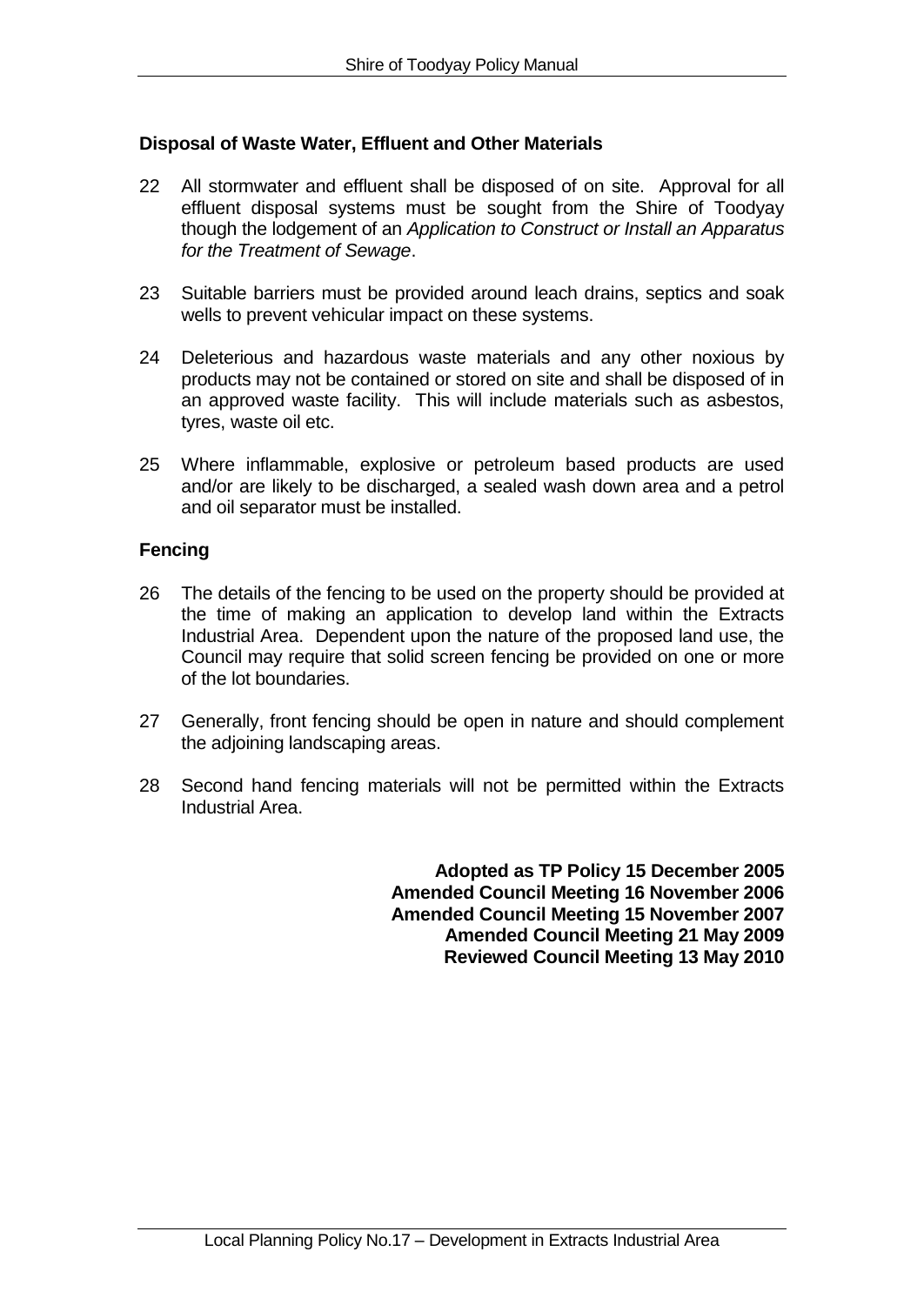**Disposal of Waste Water, Effluent and Other Materials**

22 All stormwater and effluent shall be disposed of on site. Approval for all effluent disposal systems must be sought from the Shire of Toodyay though the lodgement of an *Application to Construct or Install an Apparatus for the Treatment of Sewage*.

23 Suitable barriers must be provided around leach drains, septics and soak wells to prevent vehicular impact on these systems.

24 Deleterious and hazardous waste materials and any other noxious by products may not be contained or stored on site and shall be disposed of in an approved waste facility. This will include materials such as asbestos, tyres, waste oil etc.

25 Where inflammable, explosive or petroleum based products are used and/or are likely to be discharged, a sealed wash down area and a petrol and oil separator must be installed.

**Fencing**

26 The details of the fencing to be used on the property should be provided at the time of making an application to develop land within the Extracts Industrial Area. Dependent upon the nature of the proposed land use, the Council may require that solid screen fencing be provided on one or more of the lot boundaries.

27 Generally, front fencing should be open in nature and should complement the adjoining landscaping areas.

28 Second hand fencing materials will not be permitted within the Extracts Industrial Area.

**Adopted as TP Policy 15 December 2005**
**Amended Council Meeting 16 November 2006**
**Amended Council Meeting 15 November 2007**
**Amended Council Meeting 21 May 2009**
**Reviewed Council Meeting 13 May 2010**